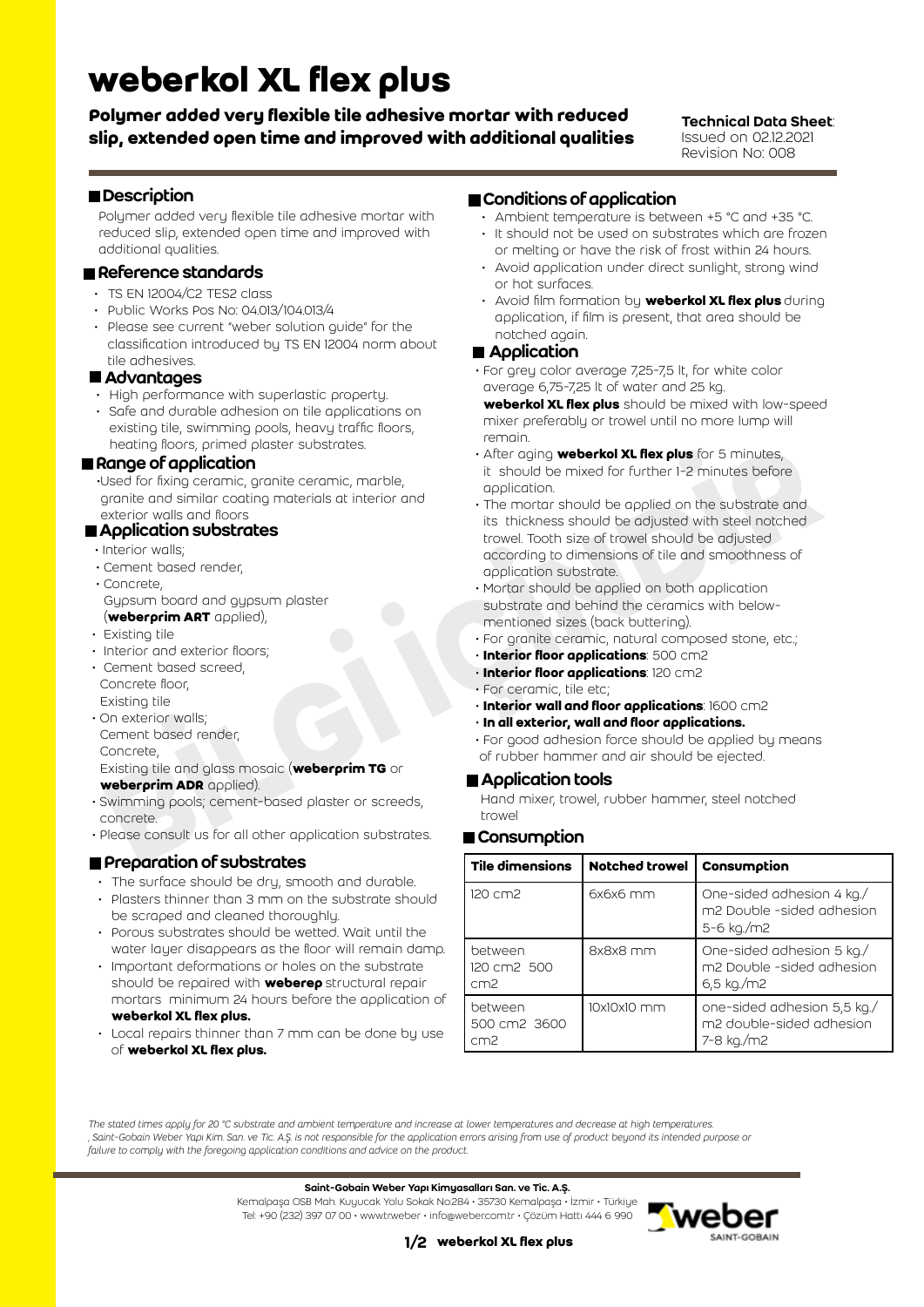# weberkol XL flex plus

**Polymer added very flexible tile adhesive mortar with reduced slip, extended open time and improved with additional qualities**

**Technical Data Sheet**:
Issued on 02.12.2021
Revision No: 008

## Description

Polymer added very flexible tile adhesive mortar with reduced slip, extended open time and improved with additional qualities.

## Reference standards

- TS EN 12004/C2 TES2 class
- Public Works Pos No: 04.013/104.013/4
- Please see current "weber solution guide" for the classification introduced by TS EN 12004 norm about tile adhesives.

## Advantages

- High performance with superlastic property.
- Safe and durable adhesion on tile applications on existing tile, swimming pools, heavy traffic floors, heating floors, primed plaster substrates.

## Range of application

- Used for fixing ceramic, granite ceramic, marble, granite and similar coating materials at interior and exterior walls and floors

## Application substrates

- Interior walls;
- Cement based render,
- Concrete,
  Gypsum board and gypsum plaster (**weberprim ART** applied),
- Existing tile
- Interior and exterior floors;
- Cement based screed,
  Concrete floor,
  Existing tile
- On exterior walls;
  Cement based render,
  Concrete,
  Existing tile and glass mosaic (**weberprim TG** or **weberprim ADR** applied).
- Swimming pools; cement-based plaster or screeds, concrete.
- Please consult us for all other application substrates.

## Preparation of substrates

- The surface should be dry, smooth and durable.
- Plasters thinner than 3 mm on the substrate should be scraped and cleaned thoroughly.
- Porous substrates should be wetted. Wait until the water layer disappears as the floor will remain damp.
- Important deformations or holes on the substrate should be repaired with **weberep** structural repair mortars minimum 24 hours before the application of **weberkol XL flex plus.**
- Local repairs thinner than 7 mm can be done by use of **weberkol XL flex plus.**

## Conditions of application

- Ambient temperature is between +5 °C and +35 °C.
- It should not be used on substrates which are frozen or melting or have the risk of frost within 24 hours.
- Avoid application under direct sunlight, strong wind or hot surfaces.
- Avoid film formation by **weberkol XL flex plus** during application, if film is present, that area should be notched again.

## Application

- For grey color average 7,25-7,5 lt, for white color average 6,75-7,25 lt of water and 25 kg. **weberkol XL flex plus** should be mixed with low-speed mixer preferably or trowel until no more lump will remain.
- After aging **weberkol XL flex plus** for 5 minutes, it should be mixed for further 1-2 minutes before application.
- The mortar should be applied on the substrate and its thickness should be adjusted with steel notched trowel. Tooth size of trowel should be adjusted according to dimensions of tile and smoothness of application substrate.
- Mortar should be applied on both application substrate and behind the ceramics with below-mentioned sizes (back buttering).
- For granite ceramic, natural composed stone, etc.;
- **Interior floor applications**: 500 cm2
- **Interior floor applications**: 120 cm2
- For ceramic, tile etc;
- **Interior wall and floor applications**: 1600 cm2
- **In all exterior, wall and floor applications.**
- For good adhesion force should be applied by means of rubber hammer and air should be ejected.

## Application tools

Hand mixer, trowel, rubber hammer, steel notched trowel

## Consumption

| Tile dimensions | Notched trowel | Consumption |
|---|---|---|
| 120 cm2 | 6x6x6 mm | One-sided adhesion 4 kg./m2 Double -sided adhesion 5-6 kg./m2 |
| between 120 cm2 500 cm2 | 8x8x8 mm | One-sided adhesion 5 kg./m2 Double -sided adhesion 6,5 kg./m2 |
| between 500 cm2 3600 cm2 | 10x10x10 mm | one-sided adhesion 5,5 kg./m2 double-sided adhesion 7-8 kg./m2 |

*The stated times apply for 20 °C substrate and ambient temperature and increase at lower temperatures and decrease at high temperatures.*
*, Saint-Gobain Weber Yapı Kim. San. ve Tic. A.Ş. is not responsible for the application errors arising from use of product beyond its intended purpose or failure to comply with the foregoing application conditions and advice on the product.*

**Saint-Gobain Weber Yapı Kimyasalları San. ve Tic. A.Ş.**
Kemalpaşa OSB Mah. Kuyucak Yolu Sokak No:284 • 35730 Kemalpaşa • İzmir • Türkiye
Tel: +90 (232) 397 07 00 • www.tr.weber • info@weber.com.tr • Çözüm Hattı 444 6 990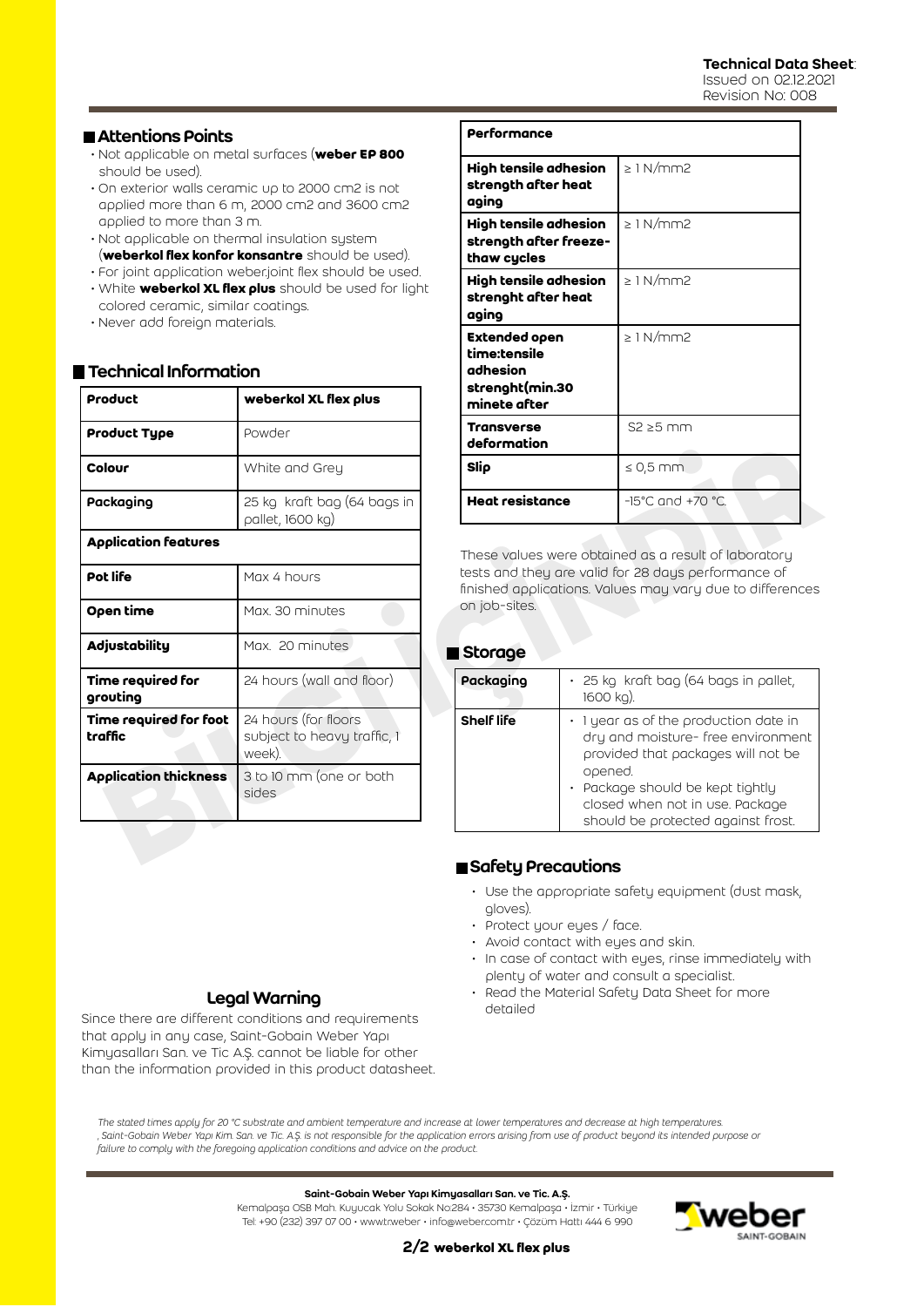**Technical Data Sheet**:
Issued on 02.12.2021
Revision No: 008

## Attentions Points

- Not applicable on metal surfaces (**weber EP 800** should be used).
- On exterior walls ceramic up to 2000 cm2 is not applied more than 6 m, 2000 cm2 and 3600 cm2 applied to more than 3 m.
- Not applicable on thermal insulation system (**weberkol flex konfor konsantre** should be used).
- For joint application weber.joint flex should be used.
- White **weberkol XL flex plus** should be used for light colored ceramic, similar coatings.
- Never add foreign materials.

## Technical Information

| | |
|---|---|
| **Product** | **weberkol XL flex plus** |
| **Product Type** | Powder |
| **Colour** | White and Grey |
| **Packaging** | 25 kg kraft bag (64 bags in pallet, 1600 kg) |
| **Application features** | |
| **Pot life** | Max 4 hours |
| **Open time** | Max. 30 minutes |
| **Adjustability** | Max. 20 minutes |
| **Time required for grouting** | 24 hours (wall and floor) |
| **Time required for foot traffic** | 24 hours (for floors subject to heavy traffic, 1 week). |
| **Application thickness** | 3 to 10 mm (one or both sides |

| **Performance** | |
|---|---|
| **High tensile adhesion strength after heat aging** | ≥ 1 N/mm2 |
| **High tensile adhesion strength after freeze-thaw cycles** | ≥ 1 N/mm2 |
| **High tensile adhesion strenght after heat aging** | ≥ 1 N/mm2 |
| **Extended open time:tensile adhesion strenght(min.30 minete after** | ≥ 1 N/mm2 |
| **Transverse deformation** | S2 ≥5 mm |
| **Slip** | ≤ 0,5 mm |
| **Heat resistance** | -15°C and +70 °C. |

These values were obtained as a result of laboratory tests and they are valid for 28 days performance of finished applications. Values may vary due to differences on job-sites.

## Storage

| | |
|---|---|
| **Packaging** | • 25 kg kraft bag (64 bags in pallet, 1600 kg). |
| **Shelf life** | • 1 year as of the production date in dry and moisture- free environment provided that packages will not be opened.<br>• Package should be kept tightly closed when not in use. Package should be protected against frost. |

## Safety Precautions

- Use the appropriate safety equipment (dust mask, gloves).
- Protect your eyes / face.
- Avoid contact with eyes and skin.
- In case of contact with eyes, rinse immediately with plenty of water and consult a specialist.
- Read the Material Safety Data Sheet for more detailed

## Legal Warning

Since there are different conditions and requirements that apply in any case, Saint-Gobain Weber Yapı Kimyasalları San. ve Tic A.Ş. cannot be liable for other than the information provided in this product datasheet.

*The stated times apply for 20 °C substrate and ambient temperature and increase at lower temperatures and decrease at high temperatures.*
*, Saint-Gobain Weber Yapı Kim. San. ve Tic. A.Ş. is not responsible for the application errors arising from use of product beyond its intended purpose or failure to comply with the foregoing application conditions and advice on the product.*

**Saint-Gobain Weber Yapı Kimyasalları San. ve Tic. A.Ş.**
Kemalpaşa OSB Mah. Kuyucak Yolu Sokak No:284 • 35730 Kemalpaşa • İzmir • Türkiye
Tel: +90 (232) 397 07 00 • www.tr.weber • info@weber.com.tr • Çözüm Hattı 444 6 990